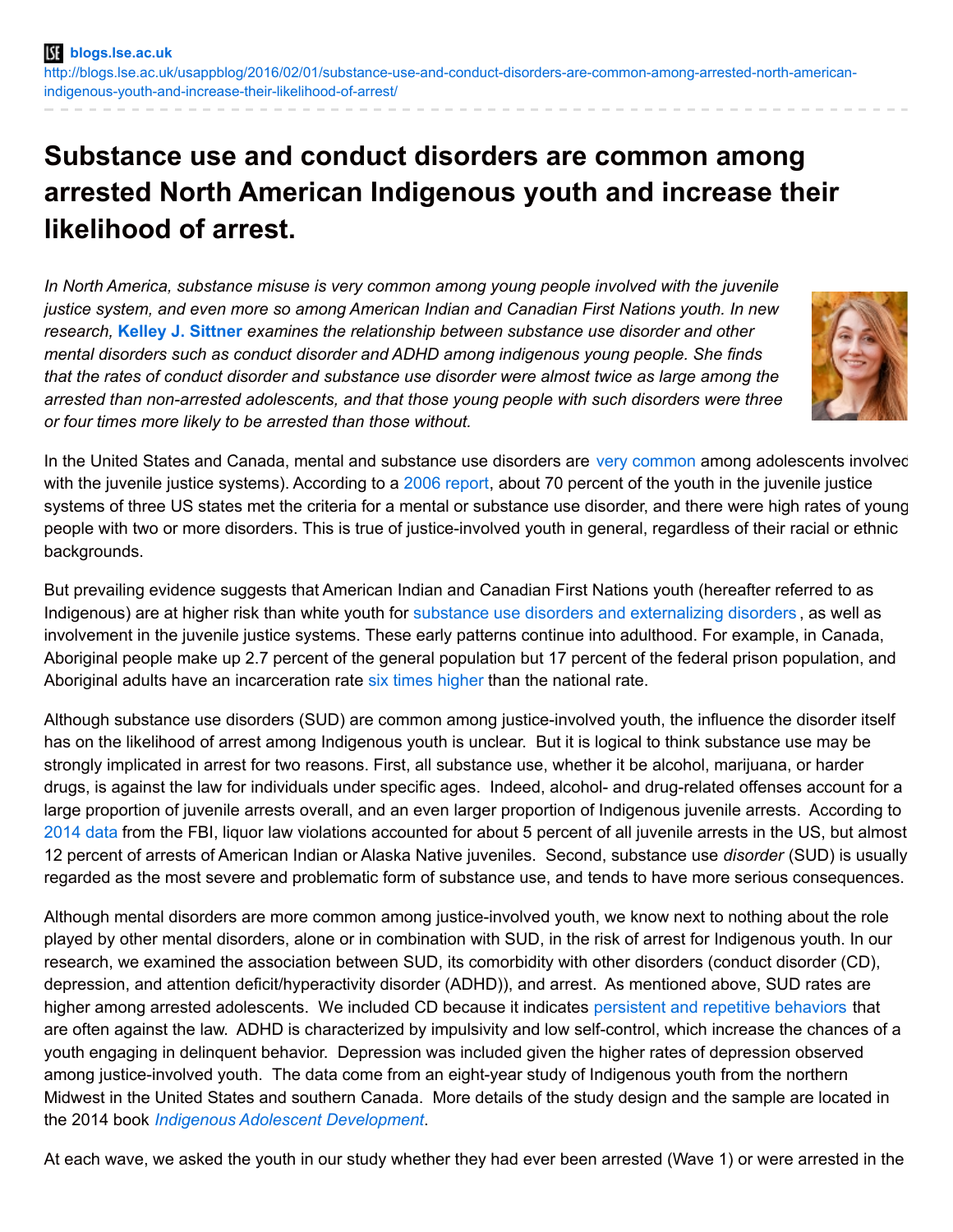blogs.lse.ac.uk

http://blogs.lse.ac.uk/usappblog/2016/02/01/substance-use-and-conduct-disorders-are-common-among-arrested-north-american-indigenous-youth-and-increase-their-likelihood-of-arrest/

# Substance use and conduct disorders are common among arrested North American Indigenous youth and increase their likelihood of arrest.

*In North America, substance misuse is very common among young people involved with the juvenile justice system, and even more so among American Indian and Canadian First Nations youth. In new research,* **Kelley J. Sittner** *examines the relationship between substance use disorder and other mental disorders such as conduct disorder and ADHD among indigenous young people. She finds that the rates of conduct disorder and substance use disorder were almost twice as large among the arrested than non-arrested adolescents, and that those young people with such disorders were three or four times more likely to be arrested than those without.*

In the United States and Canada, mental and substance use disorders are very common among adolescents involved with the juvenile justice systems). According to a 2006 report, about 70 percent of the youth in the juvenile justice systems of three US states met the criteria for a mental or substance use disorder, and there were high rates of young people with two or more disorders. This is true of justice-involved youth in general, regardless of their racial or ethnic backgrounds.

But prevailing evidence suggests that American Indian and Canadian First Nations youth (hereafter referred to as Indigenous) are at higher risk than white youth for substance use disorders and externalizing disorders , as well as involvement in the juvenile justice systems. These early patterns continue into adulthood. For example, in Canada, Aboriginal people make up 2.7 percent of the general population but 17 percent of the federal prison population, and Aboriginal adults have an incarceration rate six times higher than the national rate.

Although substance use disorders (SUD) are common among justice-involved youth, the influence the disorder itself has on the likelihood of arrest among Indigenous youth is unclear. But it is logical to think substance use may be strongly implicated in arrest for two reasons. First, all substance use, whether it be alcohol, marijuana, or harder drugs, is against the law for individuals under specific ages. Indeed, alcohol- and drug-related offenses account for a large proportion of juvenile arrests overall, and an even larger proportion of Indigenous juvenile arrests. According to 2014 data from the FBI, liquor law violations accounted for about 5 percent of all juvenile arrests in the US, but almost 12 percent of arrests of American Indian or Alaska Native juveniles. Second, substance use *disorder* (SUD) is usually regarded as the most severe and problematic form of substance use, and tends to have more serious consequences.

Although mental disorders are more common among justice-involved youth, we know next to nothing about the role played by other mental disorders, alone or in combination with SUD, in the risk of arrest for Indigenous youth. In our research, we examined the association between SUD, its comorbidity with other disorders (conduct disorder (CD), depression, and attention deficit/hyperactivity disorder (ADHD)), and arrest. As mentioned above, SUD rates are higher among arrested adolescents. We included CD because it indicates persistent and repetitive behaviors that are often against the law. ADHD is characterized by impulsivity and low self-control, which increase the chances of a youth engaging in delinquent behavior. Depression was included given the higher rates of depression observed among justice-involved youth. The data come from an eight-year study of Indigenous youth from the northern Midwest in the United States and southern Canada. More details of the study design and the sample are located in the 2014 book *Indigenous Adolescent Development*.

At each wave, we asked the youth in our study whether they had ever been arrested (Wave 1) or were arrested in the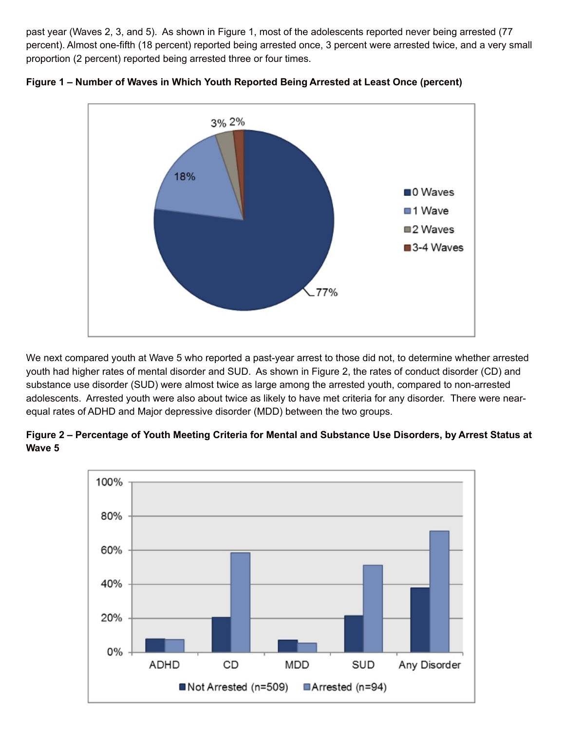past year (Waves 2, 3, and 5). As shown in Figure 1, most of the adolescents reported never being arrested (77 percent). Almost one-fifth (18 percent) reported being arrested once, 3 percent were arrested twice, and a very small proportion (2 percent) reported being arrested three or four times.

**Figure 1 – Number of Waves in Which Youth Reported Being Arrested at Least Once (percent)**

We next compared youth at Wave 5 who reported a past-year arrest to those did not, to determine whether arrested youth had higher rates of mental disorder and SUD. As shown in Figure 2, the rates of conduct disorder (CD) and substance use disorder (SUD) were almost twice as large among the arrested youth, compared to non-arrested adolescents. Arrested youth were also about twice as likely to have met criteria for any disorder. There were near-equal rates of ADHD and Major depressive disorder (MDD) between the two groups.

**Figure 2 – Percentage of Youth Meeting Criteria for Mental and Substance Use Disorders, by Arrest Status at Wave 5**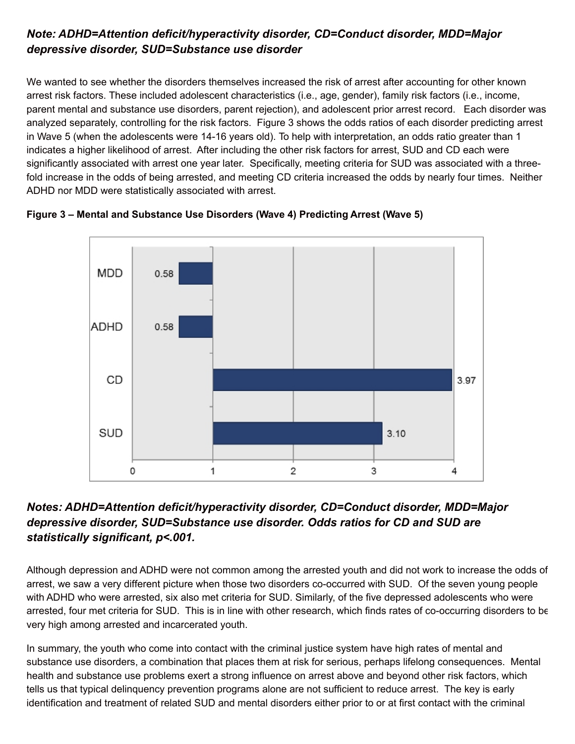***Note: ADHD=Attention deficit/hyperactivity disorder, CD=Conduct disorder, MDD=Major depressive disorder, SUD=Substance use disorder***

We wanted to see whether the disorders themselves increased the risk of arrest after accounting for other known arrest risk factors. These included adolescent characteristics (i.e., age, gender), family risk factors (i.e., income, parent mental and substance use disorders, parent rejection), and adolescent prior arrest record. Each disorder was analyzed separately, controlling for the risk factors. Figure 3 shows the odds ratios of each disorder predicting arrest in Wave 5 (when the adolescents were 14-16 years old). To help with interpretation, an odds ratio greater than 1 indicates a higher likelihood of arrest. After including the other risk factors for arrest, SUD and CD each were significantly associated with arrest one year later. Specifically, meeting criteria for SUD was associated with a three-fold increase in the odds of being arrested, and meeting CD criteria increased the odds by nearly four times. Neither ADHD nor MDD were statistically associated with arrest.

**Figure 3 – Mental and Substance Use Disorders (Wave 4) Predicting Arrest (Wave 5)**

| Disorder | Odds ratio |
|---|---|
| MDD | 0.58 |
| ADHD | 0.58 |
| CD | 3.97 |
| SUD | 3.10 |

***Notes: ADHD=Attention deficit/hyperactivity disorder, CD=Conduct disorder, MDD=Major depressive disorder, SUD=Substance use disorder. Odds ratios for CD and SUD are statistically significant, $p<.001$.***

Although depression and ADHD were not common among the arrested youth and did not work to increase the odds of arrest, we saw a very different picture when those two disorders co-occurred with SUD. Of the seven young people with ADHD who were arrested, six also met criteria for SUD. Similarly, of the five depressed adolescents who were arrested, four met criteria for SUD. This is in line with other research, which finds rates of co-occurring disorders to be very high among arrested and incarcerated youth.

In summary, the youth who come into contact with the criminal justice system have high rates of mental and substance use disorders, a combination that places them at risk for serious, perhaps lifelong consequences. Mental health and substance use problems exert a strong influence on arrest above and beyond other risk factors, which tells us that typical delinquency prevention programs alone are not sufficient to reduce arrest. The key is early identification and treatment of related SUD and mental disorders either prior to or at first contact with the criminal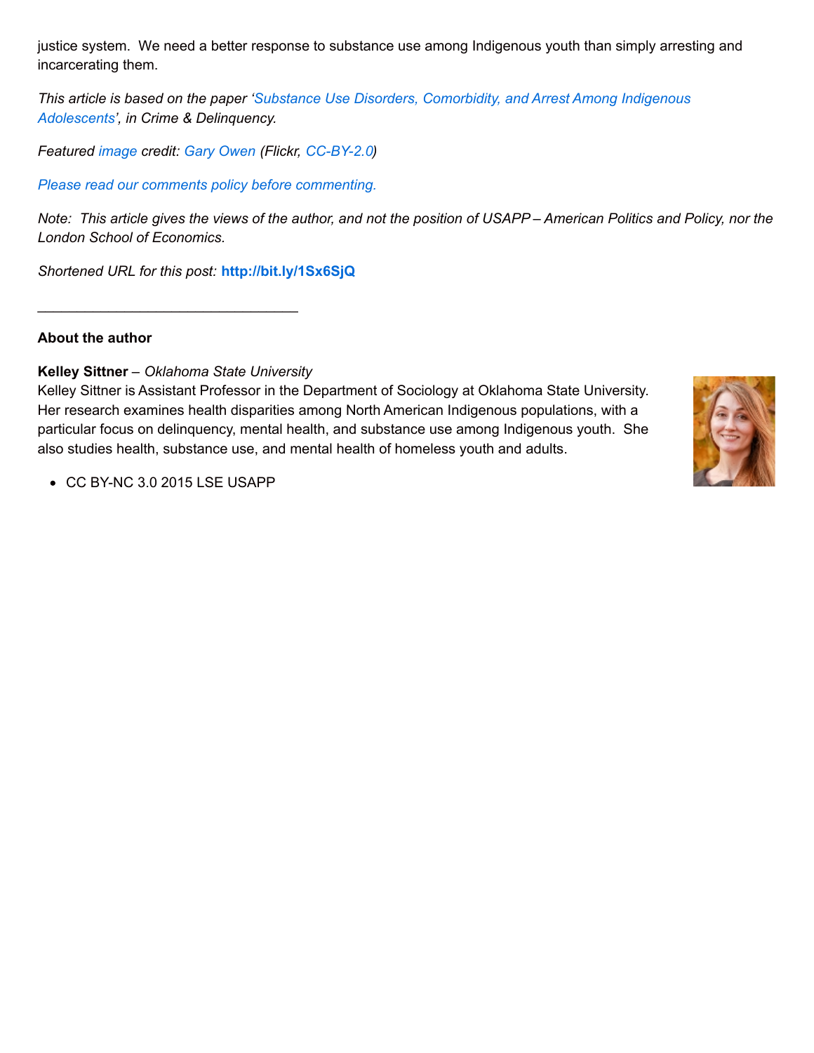justice system.  We need a better response to substance use among Indigenous youth than simply arresting and incarcerating them.

*This article is based on the paper 'Substance Use Disorders, Comorbidity, and Arrest Among Indigenous Adolescents', in Crime & Delinquency.*

*Featured image credit: Gary Owen (Flickr, CC-BY-2.0)*

*Please read our comments policy before commenting.*

*Note:  This article gives the views of the author, and not the position of USAPP – American Politics and Policy, nor the London School of Economics.*

*Shortened URL for this post:* **http://bit.ly/1Sx6SjQ**

_________________________________

**About the author**

**Kelley Sittner** – *Oklahoma State University*
Kelley Sittner is Assistant Professor in the Department of Sociology at Oklahoma State University. Her research examines health disparities among North American Indigenous populations, with a particular focus on delinquency, mental health, and substance use among Indigenous youth.  She also studies health, substance use, and mental health of homeless youth and adults.

- CC BY-NC 3.0 2015 LSE USAPP